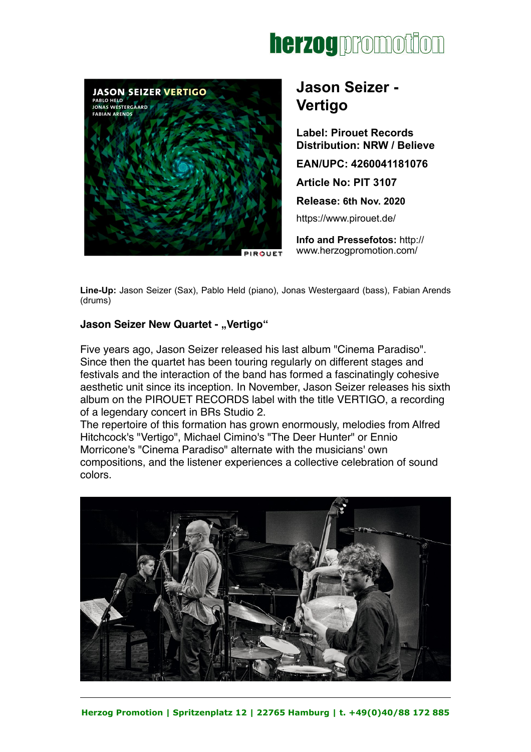herzogpromotion

# Jason Seizer - Vertigo

**Label: Pirouet Records**
**Distribution: NRW / Believe**

**EAN/UPC: 4260041181076**

**Article No: PIT 3107**

**Release: 6th Nov. 2020**

https://www.pirouet.de/

**Info and Pressefotos:** http://www.herzogpromotion.com/

**Line-Up:** Jason Seizer (Sax), Pablo Held (piano), Jonas Westergaard (bass), Fabian Arends (drums)

**Jason Seizer New Quartet - „Vertigo“**

Five years ago, Jason Seizer released his last album "Cinema Paradiso". Since then the quartet has been touring regularly on different stages and festivals and the interaction of the band has formed a fascinatingly cohesive aesthetic unit since its inception. In November, Jason Seizer releases his sixth album on the PIROUET RECORDS label with the title VERTIGO, a recording of a legendary concert in BRs Studio 2.
The repertoire of this formation has grown enormously, melodies from Alfred Hitchcock's "Vertigo", Michael Cimino's "The Deer Hunter" or Ennio Morricone's "Cinema Paradiso" alternate with the musicians' own compositions, and the listener experiences a collective celebration of sound colors.

Herzog Promotion | Spritzenplatz 12 | 22765 Hamburg | t. +49(0)40/88 172 885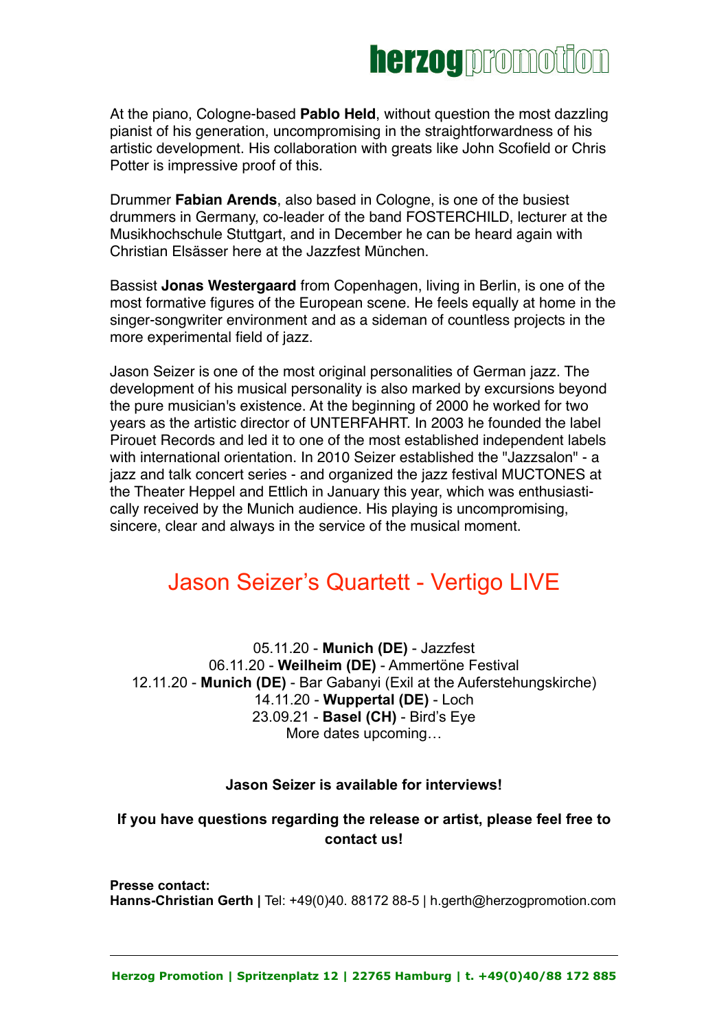At the piano, Cologne-based **Pablo Held**, without question the most dazzling pianist of his generation, uncompromising in the straightforwardness of his artistic development. His collaboration with greats like John Scofield or Chris Potter is impressive proof of this.

Drummer **Fabian Arends**, also based in Cologne, is one of the busiest drummers in Germany, co-leader of the band FOSTERCHILD, lecturer at the Musikhochschule Stuttgart, and in December he can be heard again with Christian Elsässer here at the Jazzfest München.

Bassist **Jonas Westergaard** from Copenhagen, living in Berlin, is one of the most formative figures of the European scene. He feels equally at home in the singer-songwriter environment and as a sideman of countless projects in the more experimental field of jazz.

Jason Seizer is one of the most original personalities of German jazz. The development of his musical personality is also marked by excursions beyond the pure musician's existence. At the beginning of 2000 he worked for two years as the artistic director of UNTERFAHRT. In 2003 he founded the label Pirouet Records and led it to one of the most established independent labels with international orientation. In 2010 Seizer established the "Jazzsalon" - a jazz and talk concert series - and organized the jazz festival MUCTONES at the Theater Heppel and Ettlich in January this year, which was enthusiastically received by the Munich audience. His playing is uncompromising, sincere, clear and always in the service of the musical moment.

## Jason Seizer's Quartett - Vertigo LIVE

05.11.20 - **Munich (DE)** - Jazzfest
06.11.20 - **Weilheim (DE)** - Ammertöne Festival
12.11.20 - **Munich (DE)** - Bar Gabanyi (Exil at the Auferstehungskirche)
14.11.20 - **Wuppertal (DE)** - Loch
23.09.21 - **Basel (CH)** - Bird's Eye
More dates upcoming…

**Jason Seizer is available for interviews!**

**If you have questions regarding the release or artist, please feel free to contact us!**

**Presse contact:**
**Hanns-Christian Gerth |** Tel: +49(0)40. 88172 88-5 | h.gerth@herzogpromotion.com

**Herzog Promotion | Spritzenplatz 12 | 22765 Hamburg | t. +49(0)40/88 172 885**